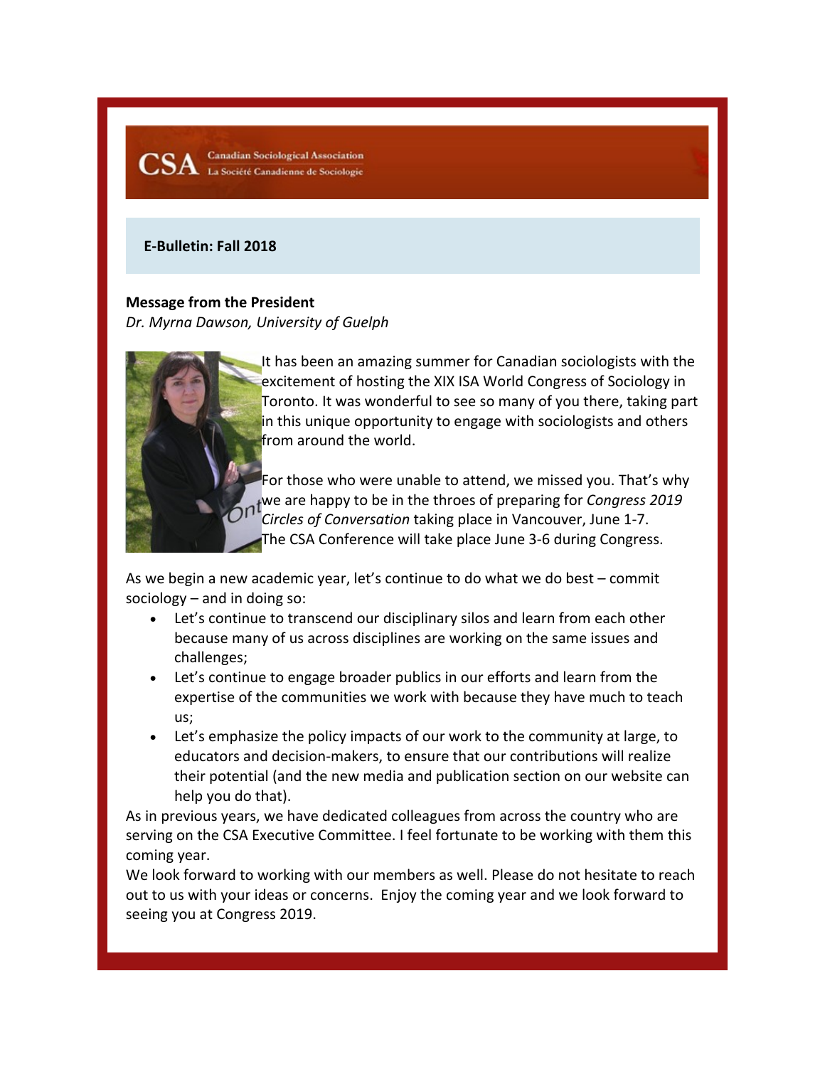CSA Canadian Sociological Association
La Société Canadienne de Sociologie

**E-Bulletin: Fall 2018**

**Message from the President**
*Dr. Myrna Dawson, University of Guelph*

It has been an amazing summer for Canadian sociologists with the excitement of hosting the XIX ISA World Congress of Sociology in Toronto. It was wonderful to see so many of you there, taking part in this unique opportunity to engage with sociologists and others from around the world.

For those who were unable to attend, we missed you. That's why we are happy to be in the throes of preparing for *Congress 2019 Circles of Conversation* taking place in Vancouver, June 1-7. The CSA Conference will take place June 3-6 during Congress.

As we begin a new academic year, let's continue to do what we do best – commit sociology – and in doing so:

- Let's continue to transcend our disciplinary silos and learn from each other because many of us across disciplines are working on the same issues and challenges;
- Let's continue to engage broader publics in our efforts and learn from the expertise of the communities we work with because they have much to teach us;
- Let's emphasize the policy impacts of our work to the community at large, to educators and decision-makers, to ensure that our contributions will realize their potential (and the new media and publication section on our website can help you do that).

As in previous years, we have dedicated colleagues from across the country who are serving on the CSA Executive Committee. I feel fortunate to be working with them this coming year.

We look forward to working with our members as well. Please do not hesitate to reach out to us with your ideas or concerns. Enjoy the coming year and we look forward to seeing you at Congress 2019.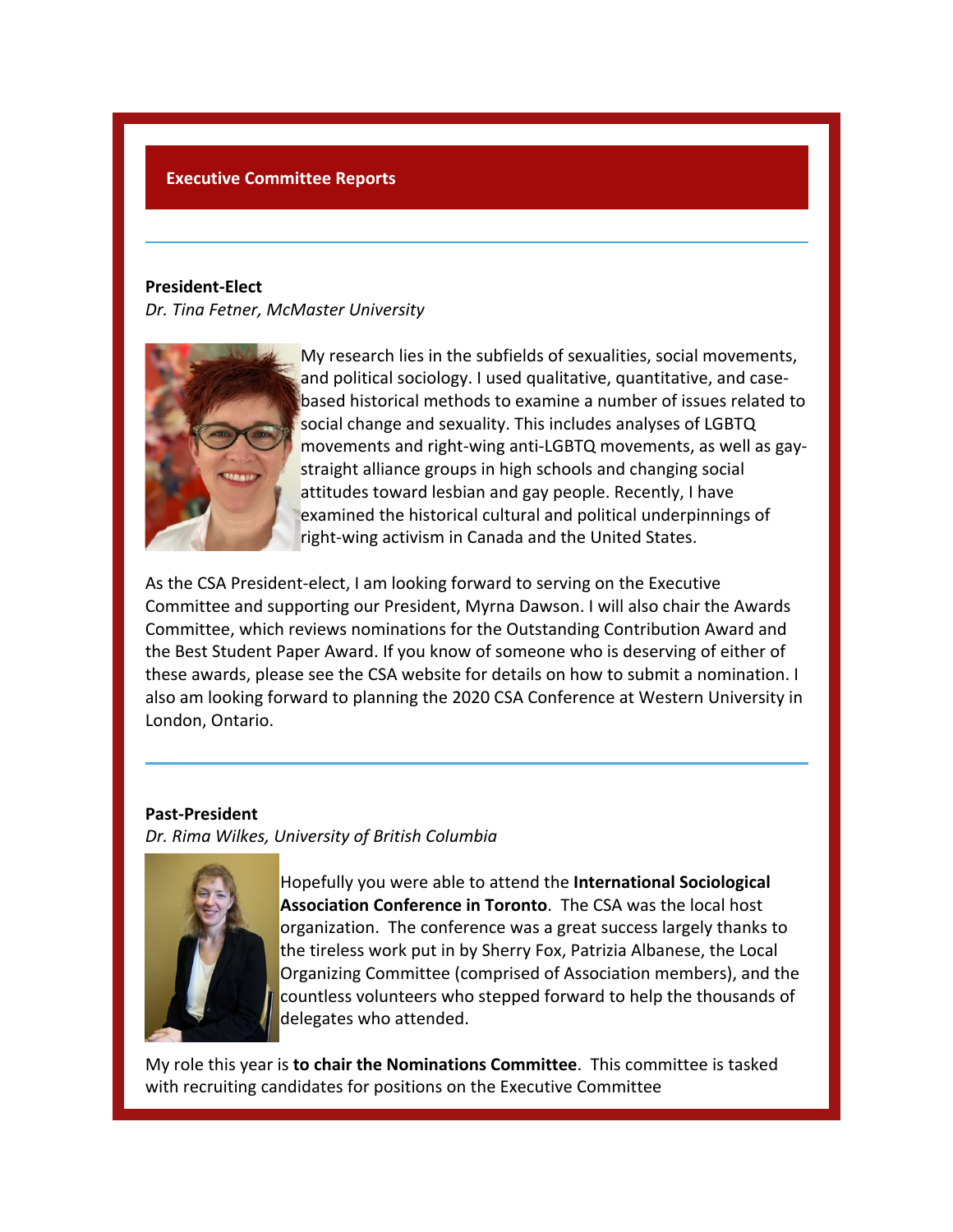## Executive Committee Reports

---

**President-Elect**
*Dr. Tina Fetner, McMaster University*

My research lies in the subfields of sexualities, social movements, and political sociology. I used qualitative, quantitative, and case-based historical methods to examine a number of issues related to social change and sexuality. This includes analyses of LGBTQ movements and right-wing anti-LGBTQ movements, as well as gay-straight alliance groups in high schools and changing social attitudes toward lesbian and gay people. Recently, I have examined the historical cultural and political underpinnings of right-wing activism in Canada and the United States.

As the CSA President-elect, I am looking forward to serving on the Executive Committee and supporting our President, Myrna Dawson. I will also chair the Awards Committee, which reviews nominations for the Outstanding Contribution Award and the Best Student Paper Award. If you know of someone who is deserving of either of these awards, please see the CSA website for details on how to submit a nomination. I also am looking forward to planning the 2020 CSA Conference at Western University in London, Ontario.

---

**Past-President**
*Dr. Rima Wilkes, University of British Columbia*

Hopefully you were able to attend the **International Sociological Association Conference in Toronto**. The CSA was the local host organization. The conference was a great success largely thanks to the tireless work put in by Sherry Fox, Patrizia Albanese, the Local Organizing Committee (comprised of Association members), and the countless volunteers who stepped forward to help the thousands of delegates who attended.

My role this year is **to chair the Nominations Committee**. This committee is tasked with recruiting candidates for positions on the Executive Committee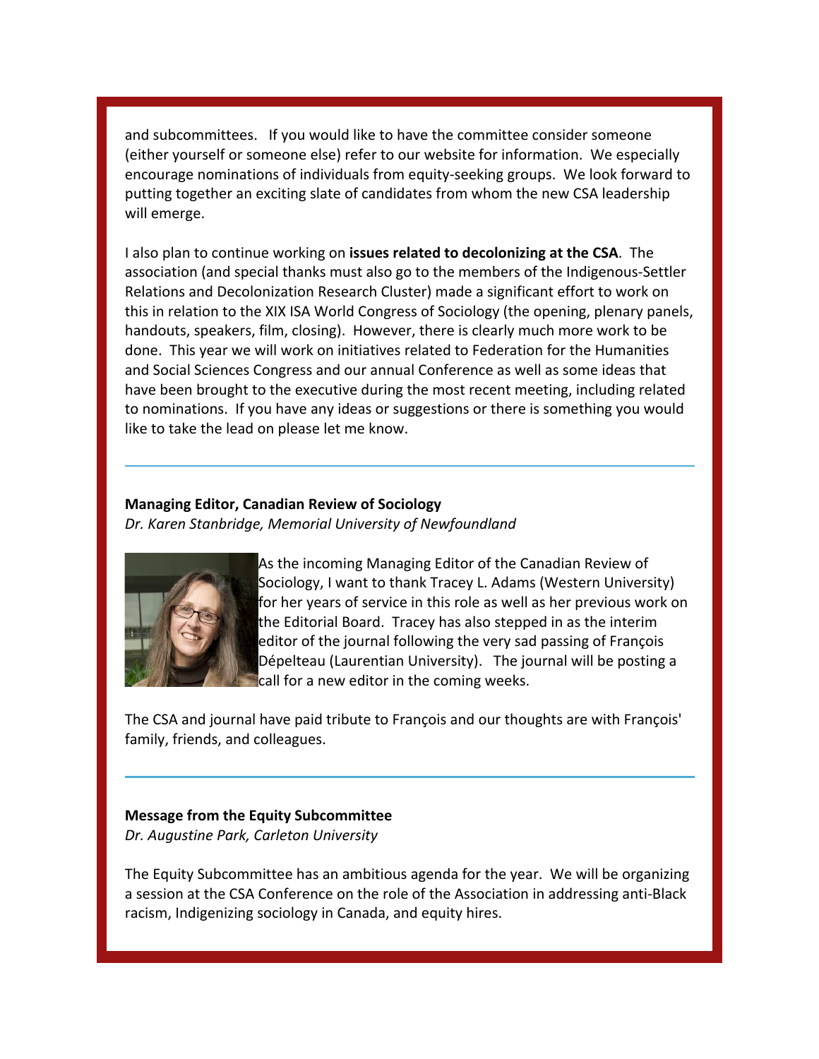and subcommittees. If you would like to have the committee consider someone (either yourself or someone else) refer to our website for information. We especially encourage nominations of individuals from equity-seeking groups. We look forward to putting together an exciting slate of candidates from whom the new CSA leadership will emerge.

I also plan to continue working on **issues related to decolonizing at the CSA**. The association (and special thanks must also go to the members of the Indigenous-Settler Relations and Decolonization Research Cluster) made a significant effort to work on this in relation to the XIX ISA World Congress of Sociology (the opening, plenary panels, handouts, speakers, film, closing). However, there is clearly much more work to be done. This year we will work on initiatives related to Federation for the Humanities and Social Sciences Congress and our annual Conference as well as some ideas that have been brought to the executive during the most recent meeting, including related to nominations. If you have any ideas or suggestions or there is something you would like to take the lead on please let me know.

---

**Managing Editor, Canadian Review of Sociology**
*Dr. Karen Stanbridge, Memorial University of Newfoundland*

As the incoming Managing Editor of the Canadian Review of Sociology, I want to thank Tracey L. Adams (Western University) for her years of service in this role as well as her previous work on the Editorial Board. Tracey has also stepped in as the interim editor of the journal following the very sad passing of François Dépelteau (Laurentian University). The journal will be posting a call for a new editor in the coming weeks.

The CSA and journal have paid tribute to François and our thoughts are with François' family, friends, and colleagues.

---

**Message from the Equity Subcommittee**
*Dr. Augustine Park, Carleton University*

The Equity Subcommittee has an ambitious agenda for the year. We will be organizing a session at the CSA Conference on the role of the Association in addressing anti-Black racism, Indigenizing sociology in Canada, and equity hires.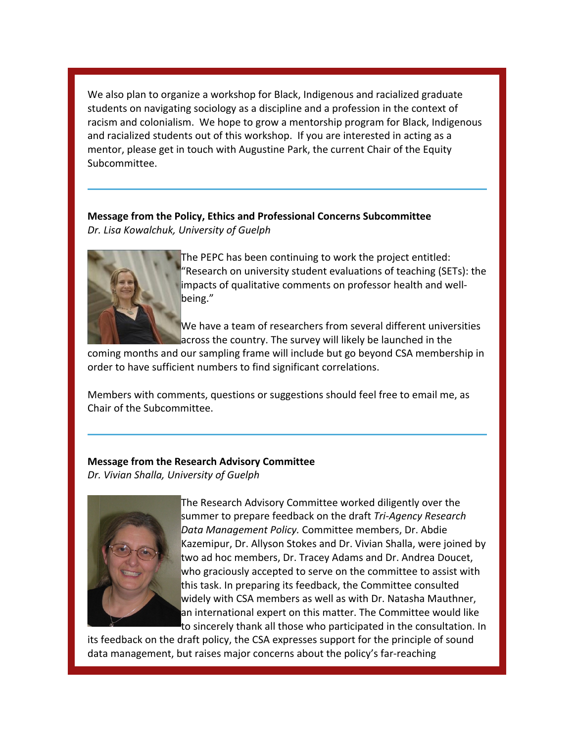We also plan to organize a workshop for Black, Indigenous and racialized graduate students on navigating sociology as a discipline and a profession in the context of racism and colonialism. We hope to grow a mentorship program for Black, Indigenous and racialized students out of this workshop. If you are interested in acting as a mentor, please get in touch with Augustine Park, the current Chair of the Equity Subcommittee.

---

**Message from the Policy, Ethics and Professional Concerns Subcommittee**
*Dr. Lisa Kowalchuk, University of Guelph*

The PEPC has been continuing to work the project entitled: "Research on university student evaluations of teaching (SETs): the impacts of qualitative comments on professor health and well-being."

We have a team of researchers from several different universities across the country. The survey will likely be launched in the coming months and our sampling frame will include but go beyond CSA membership in order to have sufficient numbers to find significant correlations.

Members with comments, questions or suggestions should feel free to email me, as Chair of the Subcommittee.

---

**Message from the Research Advisory Committee**
*Dr. Vivian Shalla, University of Guelph*

The Research Advisory Committee worked diligently over the summer to prepare feedback on the draft *Tri-Agency Research Data Management Policy.* Committee members, Dr. Abdie Kazemipur, Dr. Allyson Stokes and Dr. Vivian Shalla, were joined by two ad hoc members, Dr. Tracey Adams and Dr. Andrea Doucet, who graciously accepted to serve on the committee to assist with this task. In preparing its feedback, the Committee consulted widely with CSA members as well as with Dr. Natasha Mauthner, an international expert on this matter. The Committee would like to sincerely thank all those who participated in the consultation. In its feedback on the draft policy, the CSA expresses support for the principle of sound data management, but raises major concerns about the policy's far-reaching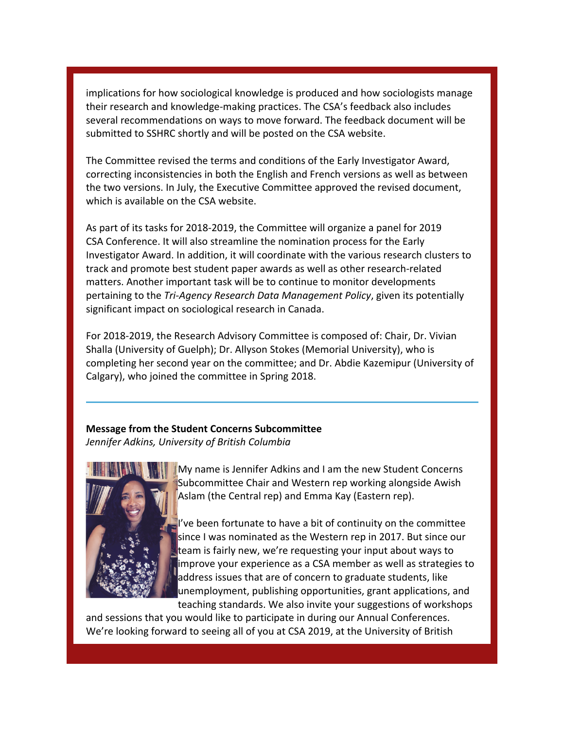implications for how sociological knowledge is produced and how sociologists manage their research and knowledge-making practices. The CSA's feedback also includes several recommendations on ways to move forward. The feedback document will be submitted to SSHRC shortly and will be posted on the CSA website.

The Committee revised the terms and conditions of the Early Investigator Award, correcting inconsistencies in both the English and French versions as well as between the two versions. In July, the Executive Committee approved the revised document, which is available on the CSA website.

As part of its tasks for 2018-2019, the Committee will organize a panel for 2019 CSA Conference. It will also streamline the nomination process for the Early Investigator Award. In addition, it will coordinate with the various research clusters to track and promote best student paper awards as well as other research-related matters. Another important task will be to continue to monitor developments pertaining to the *Tri-Agency Research Data Management Policy*, given its potentially significant impact on sociological research in Canada.

For 2018-2019, the Research Advisory Committee is composed of: Chair, Dr. Vivian Shalla (University of Guelph); Dr. Allyson Stokes (Memorial University), who is completing her second year on the committee; and Dr. Abdie Kazemipur (University of Calgary), who joined the committee in Spring 2018.

---

**Message from the Student Concerns Subcommittee**
*Jennifer Adkins, University of British Columbia*

My name is Jennifer Adkins and I am the new Student Concerns Subcommittee Chair and Western rep working alongside Awish Aslam (the Central rep) and Emma Kay (Eastern rep).

I've been fortunate to have a bit of continuity on the committee since I was nominated as the Western rep in 2017. But since our team is fairly new, we're requesting your input about ways to improve your experience as a CSA member as well as strategies to address issues that are of concern to graduate students, like unemployment, publishing opportunities, grant applications, and teaching standards. We also invite your suggestions of workshops and sessions that you would like to participate in during our Annual Conferences. We're looking forward to seeing all of you at CSA 2019, at the University of British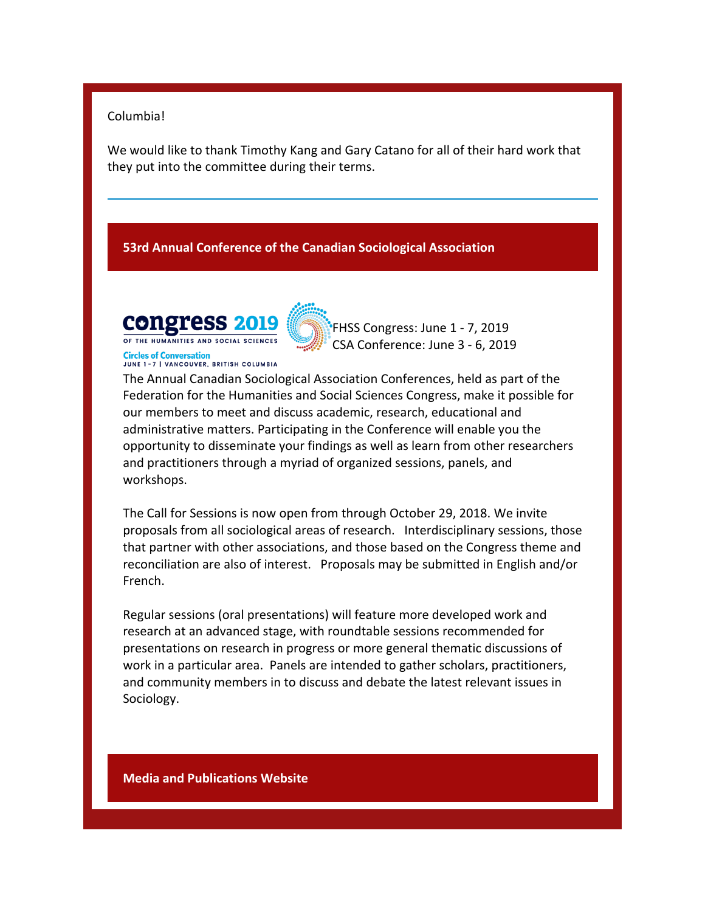Columbia!

We would like to thank Timothy Kang and Gary Catano for all of their hard work that they put into the committee during their terms.

---

## 53rd Annual Conference of the Canadian Sociological Association

congress 2019
OF THE HUMANITIES AND SOCIAL SCIENCES
Circles of Conversation
JUNE 1-7 | VANCOUVER, BRITISH COLUMBIA

FHSS Congress: June 1 - 7, 2019
CSA Conference: June 3 - 6, 2019

The Annual Canadian Sociological Association Conferences, held as part of the Federation for the Humanities and Social Sciences Congress, make it possible for our members to meet and discuss academic, research, educational and administrative matters. Participating in the Conference will enable you the opportunity to disseminate your findings as well as learn from other researchers and practitioners through a myriad of organized sessions, panels, and workshops.

The Call for Sessions is now open from through October 29, 2018. We invite proposals from all sociological areas of research. Interdisciplinary sessions, those that partner with other associations, and those based on the Congress theme and reconciliation are also of interest. Proposals may be submitted in English and/or French.

Regular sessions (oral presentations) will feature more developed work and research at an advanced stage, with roundtable sessions recommended for presentations on research in progress or more general thematic discussions of work in a particular area. Panels are intended to gather scholars, practitioners, and community members in to discuss and debate the latest relevant issues in Sociology.

## Media and Publications Website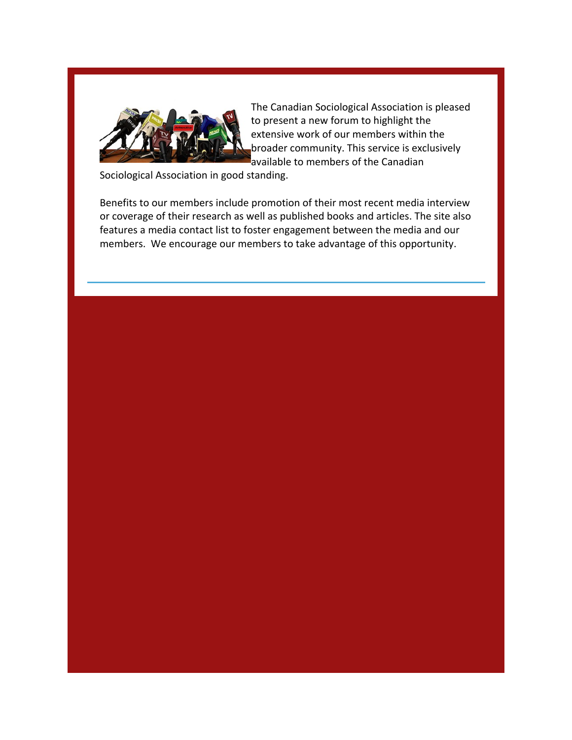The Canadian Sociological Association is pleased to present a new forum to highlight the extensive work of our members within the broader community. This service is exclusively available to members of the Canadian Sociological Association in good standing.

Benefits to our members include promotion of their most recent media interview or coverage of their research as well as published books and articles. The site also features a media contact list to foster engagement between the media and our members. We encourage our members to take advantage of this opportunity.